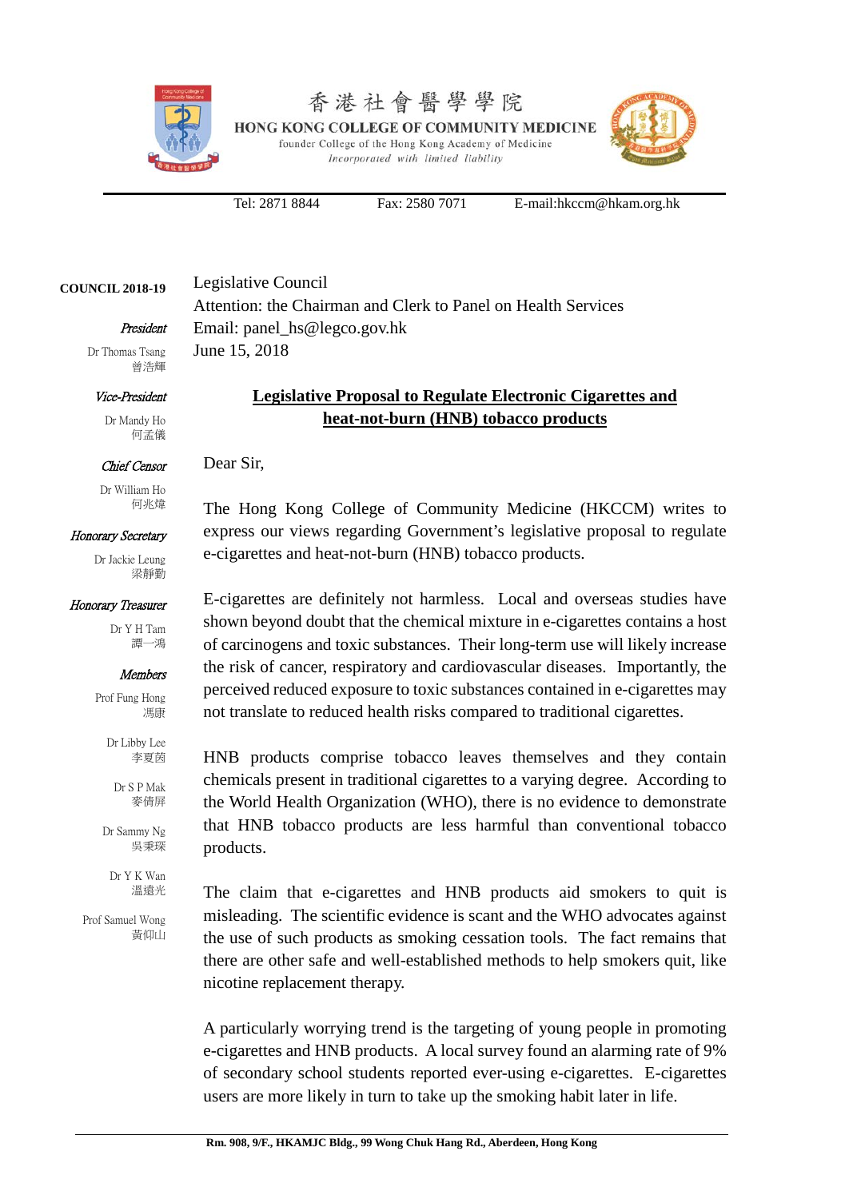香港社會醫學學院

HONG KONG COLLEGE OF COMMUNITY MEDICINE

founder College of the Hong Kong Academy of Medicine

*Incorporated with limited liability*

Tel: 2871 8844　　Fax: 2580 7071　　E-mail:hkccm@hkam.org.hk

**COUNCIL 2018-19**

*President*
Dr Thomas Tsang 曾浩輝

*Vice-President*
Dr Mandy Ho 何孟儀

*Chief Censor*
Dr William Ho 何兆煒

*Honorary Secretary*
Dr Jackie Leung 梁靜勤

*Honorary Treasurer*
Dr Y H Tam 譚一鴻

*Members*
Prof Fung Hong 馮康
Dr Libby Lee 李夏茵
Dr S P Mak 麥倩屏
Dr Sammy Ng 吳秉琛
Dr Y K Wan 溫遠光
Prof Samuel Wong 黃仰山

Legislative Council
Attention: the Chairman and Clerk to Panel on Health Services
Email: panel_hs@legco.gov.hk
June 15, 2018

**Legislative Proposal to Regulate Electronic Cigarettes and heat-not-burn (HNB) tobacco products**

Dear Sir,

The Hong Kong College of Community Medicine (HKCCM) writes to express our views regarding Government's legislative proposal to regulate e-cigarettes and heat-not-burn (HNB) tobacco products.

E-cigarettes are definitely not harmless. Local and overseas studies have shown beyond doubt that the chemical mixture in e-cigarettes contains a host of carcinogens and toxic substances. Their long-term use will likely increase the risk of cancer, respiratory and cardiovascular diseases. Importantly, the perceived reduced exposure to toxic substances contained in e-cigarettes may not translate to reduced health risks compared to traditional cigarettes.

HNB products comprise tobacco leaves themselves and they contain chemicals present in traditional cigarettes to a varying degree. According to the World Health Organization (WHO), there is no evidence to demonstrate that HNB tobacco products are less harmful than conventional tobacco products.

The claim that e-cigarettes and HNB products aid smokers to quit is misleading. The scientific evidence is scant and the WHO advocates against the use of such products as smoking cessation tools. The fact remains that there are other safe and well-established methods to help smokers quit, like nicotine replacement therapy.

A particularly worrying trend is the targeting of young people in promoting e-cigarettes and HNB products. A local survey found an alarming rate of 9% of secondary school students reported ever-using e-cigarettes. E-cigarettes users are more likely in turn to take up the smoking habit later in life.

Rm. 908, 9/F., HKAMJC Bldg., 99 Wong Chuk Hang Rd., Aberdeen, Hong Kong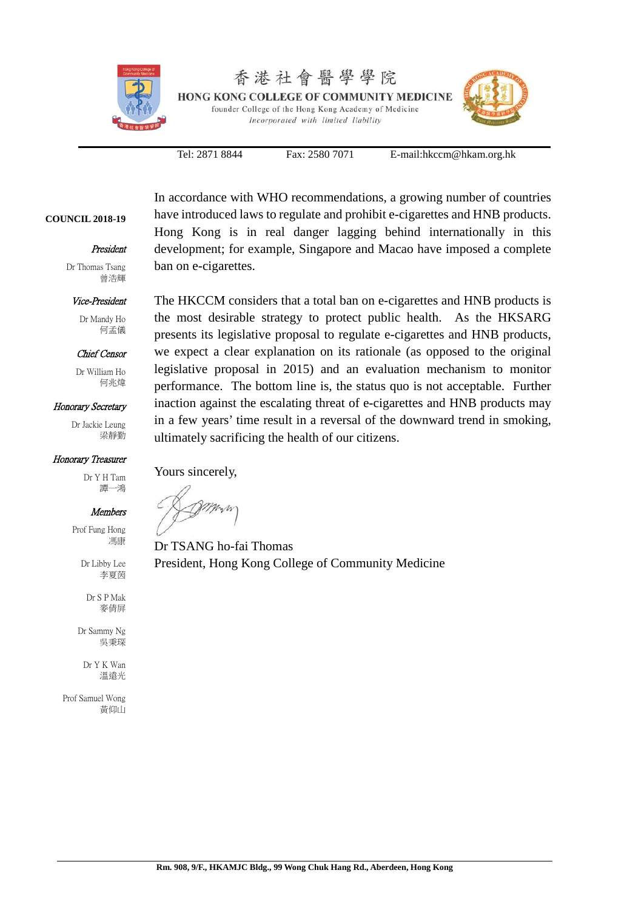香港社會醫學學院

HONG KONG COLLEGE OF COMMUNITY MEDICINE

founder College of the Hong Kong Academy of Medicine

*Incorporated with limited liability*

Tel: 2871 8844 Fax: 2580 7071 E-mail:hkccm@hkam.org.hk

**COUNCIL 2018-19**

*President*
Dr Thomas Tsang
曾浩輝

*Vice-President*
Dr Mandy Ho
何孟儀

*Chief Censor*
Dr William Ho
何兆煒

*Honorary Secretary*
Dr Jackie Leung
梁靜勤

*Honorary Treasurer*
Dr Y H Tam
譚一鴻

*Members*
Prof Fung Hong
馮康

Dr Libby Lee
李夏茵

Dr S P Mak
麥倩屏

Dr Sammy Ng
吳秉琛

Dr Y K Wan
溫遠光

Prof Samuel Wong
黃仰山

In accordance with WHO recommendations, a growing number of countries have introduced laws to regulate and prohibit e-cigarettes and HNB products. Hong Kong is in real danger lagging behind internationally in this development; for example, Singapore and Macao have imposed a complete ban on e-cigarettes.

The HKCCM considers that a total ban on e-cigarettes and HNB products is the most desirable strategy to protect public health. As the HKSARG presents its legislative proposal to regulate e-cigarettes and HNB products, we expect a clear explanation on its rationale (as opposed to the original legislative proposal in 2015) and an evaluation mechanism to monitor performance. The bottom line is, the status quo is not acceptable. Further inaction against the escalating threat of e-cigarettes and HNB products may in a few years' time result in a reversal of the downward trend in smoking, ultimately sacrificing the health of our citizens.

Yours sincerely,

Dr TSANG ho-fai Thomas
President, Hong Kong College of Community Medicine

**Rm. 908, 9/F., HKAMJC Bldg., 99 Wong Chuk Hang Rd., Aberdeen, Hong Kong**